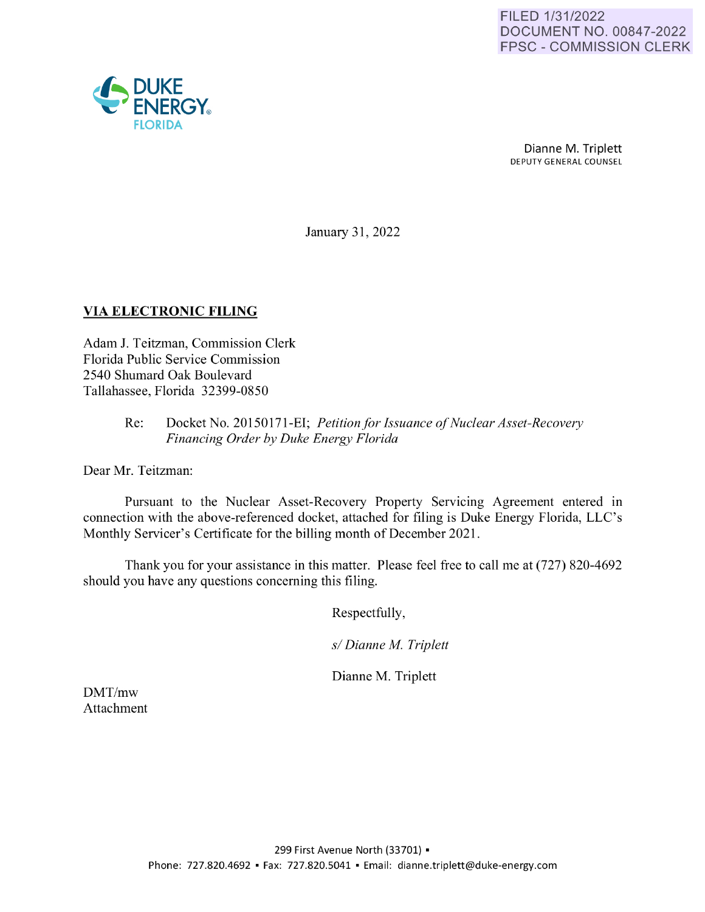FILED 1/31/2022
DOCUMENT NO. 00847-2022
FPSC - COMMISSION CLERK

DUKE ENERGY FLORIDA

Dianne M. Triplett
DEPUTY GENERAL COUNSEL

January 31, 2022

**VIA ELECTRONIC FILING**

Adam J. Teitzman, Commission Clerk
Florida Public Service Commission
2540 Shumard Oak Boulevard
Tallahassee, Florida 32399-0850

Re: Docket No. 20150171-EI; *Petition for Issuance of Nuclear Asset-Recovery Financing Order by Duke Energy Florida*

Dear Mr. Teitzman:

Pursuant to the Nuclear Asset-Recovery Property Servicing Agreement entered in connection with the above-referenced docket, attached for filing is Duke Energy Florida, LLC's Monthly Servicer's Certificate for the billing month of December 2021.

Thank you for your assistance in this matter. Please feel free to call me at (727) 820-4692 should you have any questions concerning this filing.

Respectfully,

*s/ Dianne M. Triplett*

Dianne M. Triplett

DMT/mw
Attachment

299 First Avenue North (33701) ▪
Phone: 727.820.4692 ▪ Fax: 727.820.5041 ▪ Email: dianne.triplett@duke-energy.com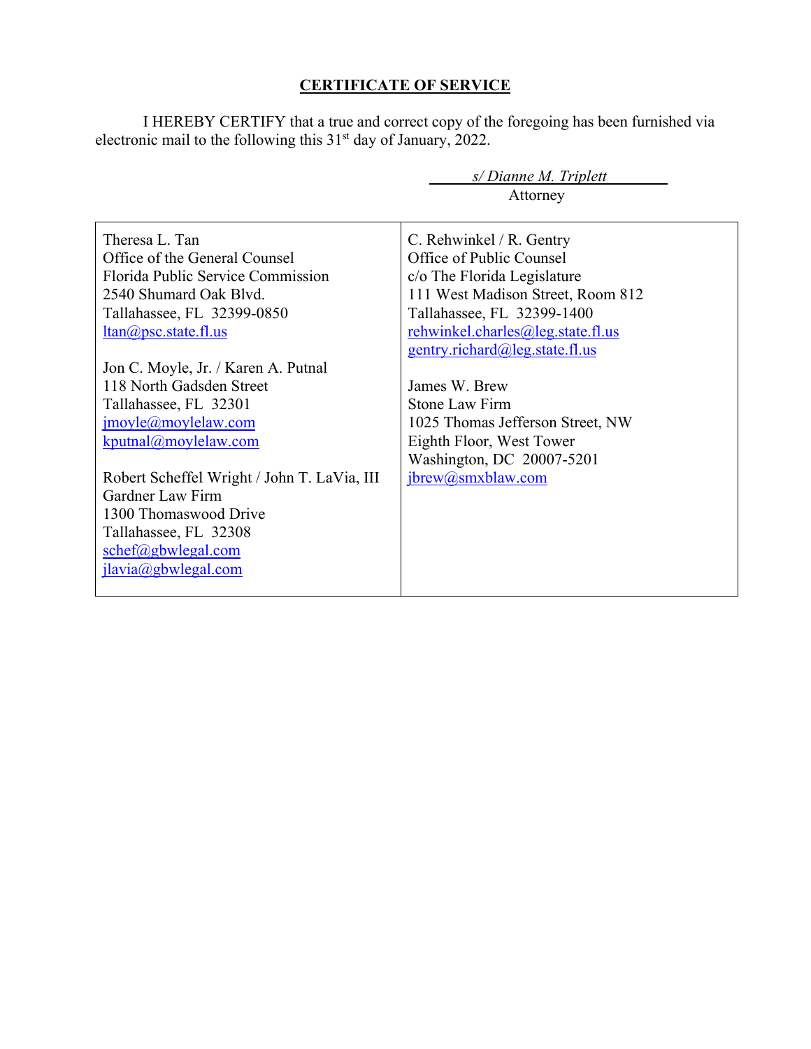## CERTIFICATE OF SERVICE

I HEREBY CERTIFY that a true and correct copy of the foregoing has been furnished via electronic mail to the following this 31[st] day of January, 2022.

*s/ Dianne M. Triplett*
Attorney

| | |
|---|---|
| Theresa L. Tan<br>Office of the General Counsel<br>Florida Public Service Commission<br>2540 Shumard Oak Blvd.<br>Tallahassee, FL 32399-0850<br>ltan@psc.state.fl.us<br><br>Jon C. Moyle, Jr. / Karen A. Putnal<br>118 North Gadsden Street<br>Tallahassee, FL 32301<br>jmoyle@moylelaw.com<br>kputnal@moylelaw.com<br><br>Robert Scheffel Wright / John T. LaVia, III<br>Gardner Law Firm<br>1300 Thomaswood Drive<br>Tallahassee, FL 32308<br>schef@gbwlegal.com<br>jlavia@gbwlegal.com | C. Rehwinkel / R. Gentry<br>Office of Public Counsel<br>c/o The Florida Legislature<br>111 West Madison Street, Room 812<br>Tallahassee, FL 32399-1400<br>rehwinkel.charles@leg.state.fl.us<br>gentry.richard@leg.state.fl.us<br><br>James W. Brew<br>Stone Law Firm<br>1025 Thomas Jefferson Street, NW<br>Eighth Floor, West Tower<br>Washington, DC 20007-5201<br>jbrew@smxblaw.com |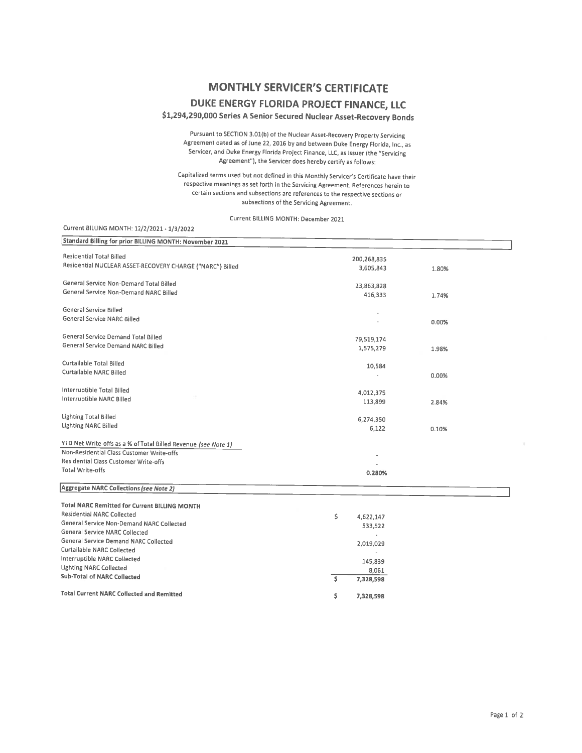# MONTHLY SERVICER'S CERTIFICATE

## DUKE ENERGY FLORIDA PROJECT FINANCE, LLC

### $1,294,290,000 Series A Senior Secured Nuclear Asset-Recovery Bonds

Pursuant to SECTION 3.01(b) of the Nuclear Asset-Recovery Property Servicing Agreement dated as of June 22, 2016 by and between Duke Energy Florida, Inc., as Servicer, and Duke Energy Florida Project Finance, LLC, as Issuer (the "Servicing Agreement"), the Servicer does hereby certify as follows:

Capitalized terms used but not defined in this Monthly Servicer's Certificate have their respective meanings as set forth in the Servicing Agreement. References herein to certain sections and subsections are references to the respective sections or subsections of the Servicing Agreement.

Current BILLING MONTH: December 2021

Current BILLING MONTH: 12/2/2021 - 1/3/2022

| Standard Billing for prior BILLING MONTH: November 2021 | | |
|---|---|---|
| Residential Total Billed | 200,268,835 | |
| Residential NUCLEAR ASSET-RECOVERY CHARGE ("NARC") Billed | 3,605,843 | 1.80% |
| | | |
| General Service Non-Demand Total Billed | 23,863,828 | |
| General Service Non-Demand NARC Billed | 416,333 | 1.74% |
| | | |
| General Service Billed | - | |
| General Service NARC Billed | - | 0.00% |
| | | |
| General Service Demand Total Billed | 79,519,174 | |
| General Service Demand NARC Billed | 1,575,279 | 1.98% |
| | | |
| Curtailable Total Billed | 10,584 | |
| Curtailable NARC Billed | - | 0.00% |
| | | |
| Interruptible Total Billed | 4,012,375 | |
| Interruptible NARC Billed | 113,899 | 2.84% |
| | | |
| Lighting Total Billed | 6,274,350 | |
| Lighting NARC Billed | 6,122 | 0.10% |
| | | |
| YTD Net Write-offs as a % of Total Billed Revenue *(see Note 1)* | | |
| Non-Residential Class Customer Write-offs | - | |
| Residential Class Customer Write-offs | - | |
| Total Write-offs | 0.280% | |

| Aggregate NARC Collections *(see Note 2)* | |
|---|---|
| **Total NARC Remitted for Current BILLING MONTH** | |
| Residential NARC Collected | $ 4,622,147 |
| General Service Non-Demand NARC Collected | 533,522 |
| General Service NARC Collected | - |
| General Service Demand NARC Collected | 2,019,029 |
| Curtailable NARC Collected | - |
| Interruptible NARC Collected | 145,839 |
| Lighting NARC Collected | 8,061 |
| **Sub-Total of NARC Collected** | $ 7,328,598 |
| | |
| **Total Current NARC Collected and Remitted** | $ 7,328,598 |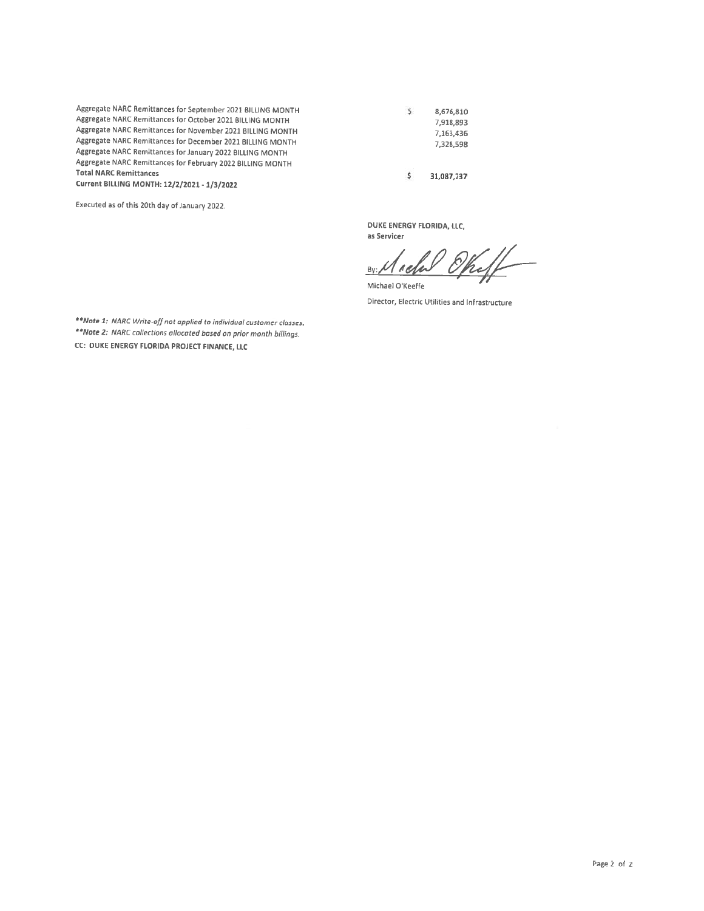| | | |
|---|---|---|
| Aggregate NARC Remittances for September 2021 BILLING MONTH | $ | 8,676,810 |
| Aggregate NARC Remittances for October 2021 BILLING MONTH | | 7,918,893 |
| Aggregate NARC Remittances for November 2021 BILLING MONTH | | 7,163,436 |
| Aggregate NARC Remittances for December 2021 BILLING MONTH | | 7,328,598 |
| Aggregate NARC Remittances for January 2022 BILLING MONTH | | |
| Aggregate NARC Remittances for February 2022 BILLING MONTH | | |
| **Total NARC Remittances** | $ | **31,087,737** |
| **Current BILLING MONTH: 12/2/2021 - 1/3/2022** | | |

Executed as of this 20th day of January 2022.

**DUKE ENERGY FLORIDA, LLC,**
**as Servicer**

By: Michael O'Keeffe

Michael O'Keeffe

Director, Electric Utilities and Infrastructure

***\*Note 1:** NARC Write-off not applied to individual customer classes.*

***\*Note 2:** NARC collections allocated based on prior month billings.*

**CC: DUKE ENERGY FLORIDA PROJECT FINANCE, LLC**